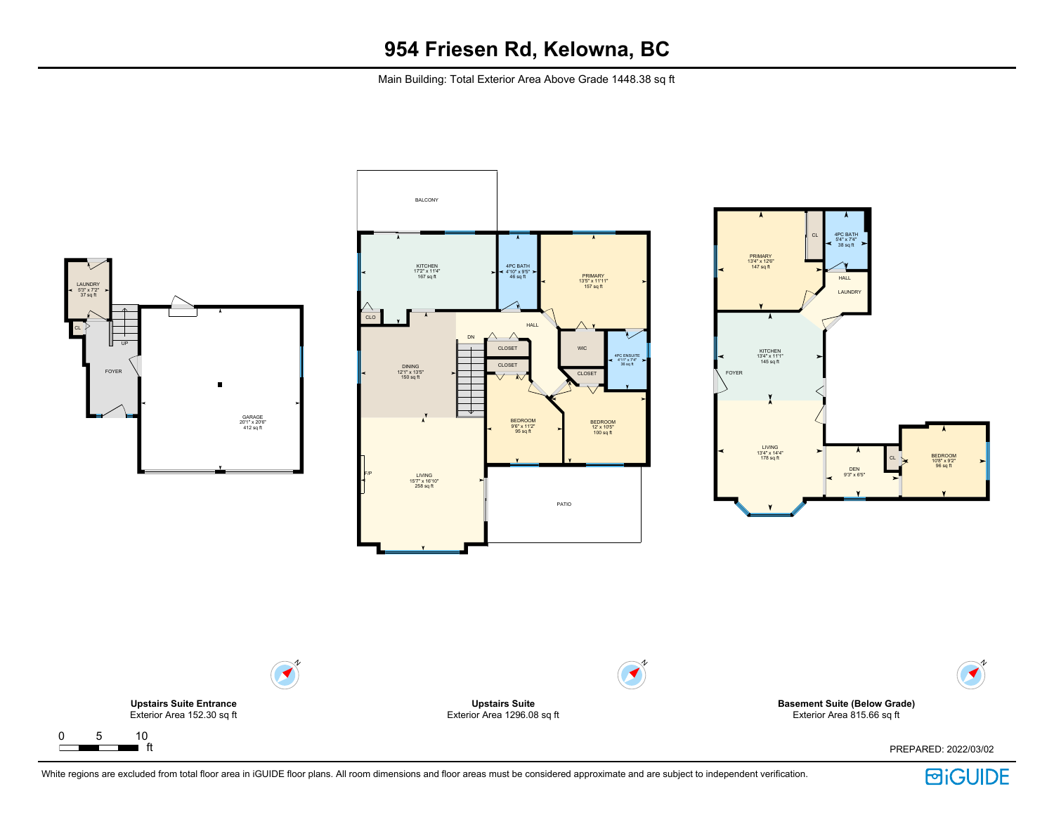# 954 Friesen Rd, Kelowna, BC

Main Building: Total Exterior Area Above Grade 1448.38 sq ft

LAUNDRY
5'3" x 7'2"
37 sq ft

CL

UP

FOYER

GARAGE
20'1" x 20'6"
412 sq ft

BALCONY

KITCHEN
17'2" x 11'4"
167 sq ft

4PC BATH
4'10" x 9'5"
46 sq ft

PRIMARY
13'5" x 11'11"
157 sq ft

CLO

HALL

DN

CLOSET

CLOSET

WIC

4PC ENSUITE
4'11" x 7'4"
36 sq ft

CLOSET

DINING
12'1" x 13'5"
150 sq ft

BEDROOM
9'6" x 11'2"
95 sq ft

BEDROOM
12' x 10'5"
100 sq ft

F/P

LIVING
15'7" x 16'10"
258 sq ft

PATIO

PRIMARY
13'4" x 12'6"
147 sq ft

CL

4PC BATH
5'4" x 7'4"
38 sq ft

HALL

LAUNDRY

KITCHEN
13'4" x 11'1"
145 sq ft

FOYER

LIVING
13'4" x 14'4"
178 sq ft

DEN
9'3" x 6'5"

CL

BEDROOM
10'8" x 9'2"
96 sq ft

**Upstairs Suite Entrance**
Exterior Area 152.30 sq ft

**Upstairs Suite**
Exterior Area 1296.08 sq ft

**Basement Suite (Below Grade)**
Exterior Area 815.66 sq ft

0 5 10 ft

PREPARED: 2022/03/02

White regions are excluded from total floor area in iGUIDE floor plans. All room dimensions and floor areas must be considered approximate and are subject to independent verification.

iGUIDE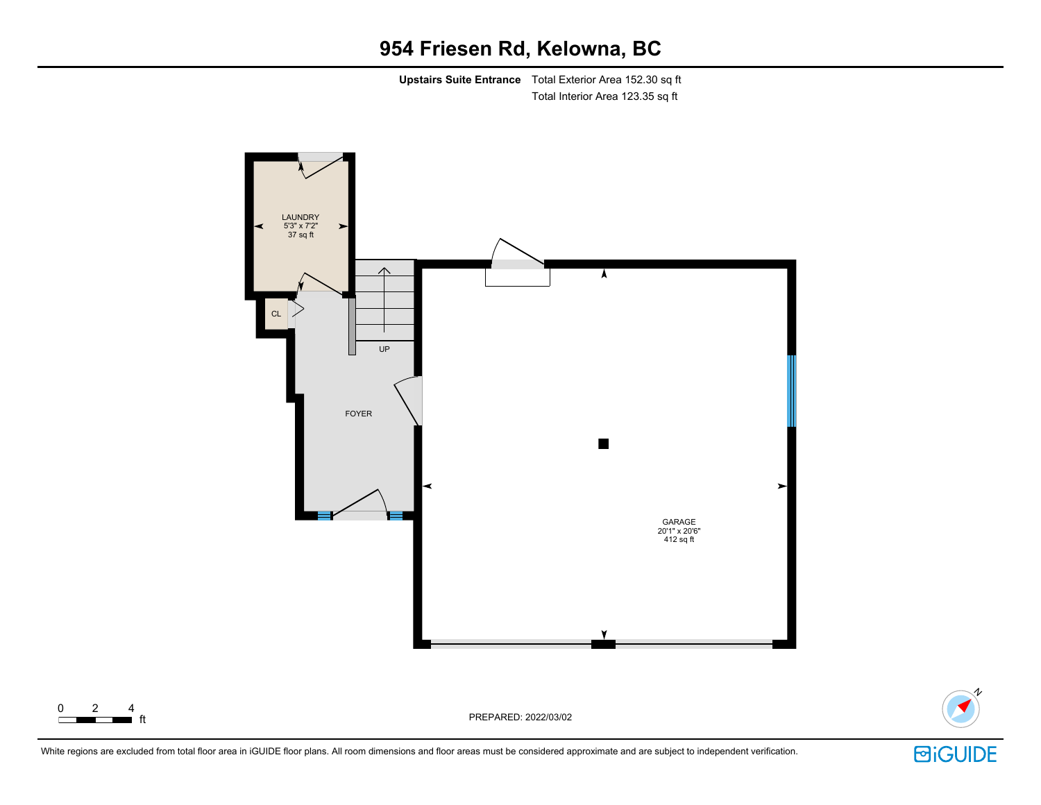# 954 Friesen Rd, Kelowna, BC

**Upstairs Suite Entrance** Total Exterior Area 152.30 sq ft

Total Interior Area 123.35 sq ft

LAUNDRY
5'3" x 7'2"
37 sq ft

CL

UP

FOYER

GARAGE
20'1" x 20'6"
412 sq ft

0 2 4 ft

PREPARED: 2022/03/02

White regions are excluded from total floor area in iGUIDE floor plans. All room dimensions and floor areas must be considered approximate and are subject to independent verification.

iGUIDE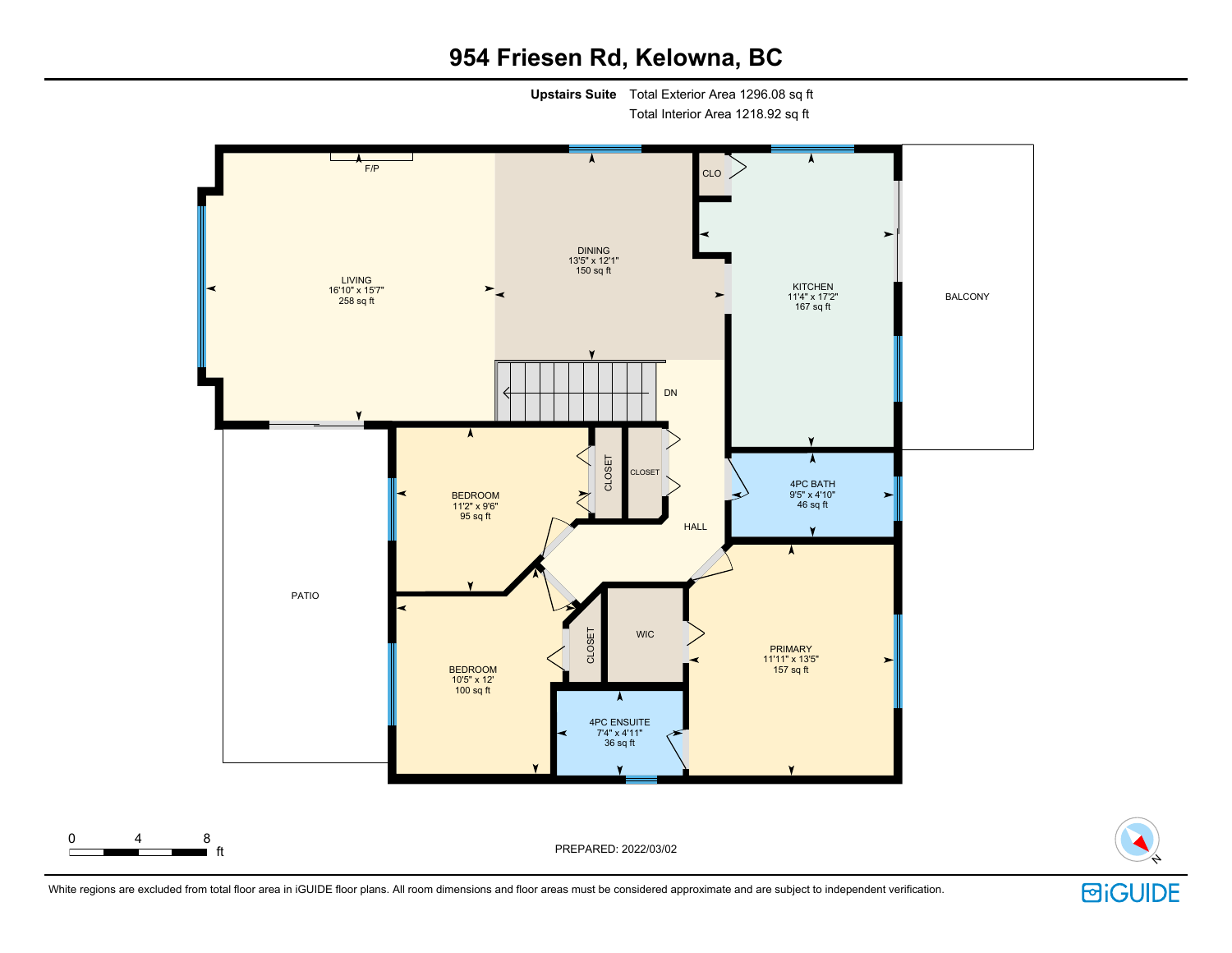# 954 Friesen Rd, Kelowna, BC

**Upstairs Suite** Total Exterior Area 1296.08 sq ft
Total Interior Area 1218.92 sq ft

F/P

CLO

LIVING
16'10" x 15'7"
258 sq ft

DINING
13'5" x 12'1"
150 sq ft

KITCHEN
11'4" x 17'2"
167 sq ft

BALCONY

DN

BEDROOM
11'2" x 9'6"
95 sq ft

CLOSET

CLOSET

HALL

4PC BATH
9'5" x 4'10"
46 sq ft

PATIO

CLOSET

WIC

BEDROOM
10'5" x 12'
100 sq ft

PRIMARY
11'11" x 13'5"
157 sq ft

4PC ENSUITE
7'4" x 4'11"
36 sq ft

0 4 8 ft

PREPARED: 2022/03/02

N

White regions are excluded from total floor area in iGUIDE floor plans. All room dimensions and floor areas must be considered approximate and are subject to independent verification.

iGUIDE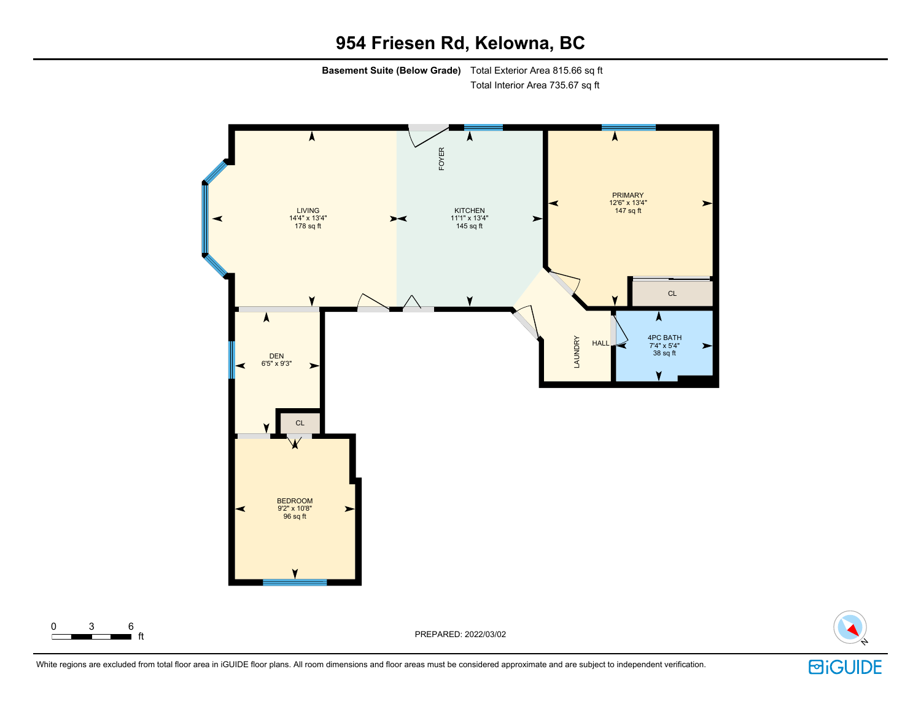# 954 Friesen Rd, Kelowna, BC

**Basement Suite (Below Grade)** Total Exterior Area 815.66 sq ft
Total Interior Area 735.67 sq ft

FOYER

LIVING
14'4" x 13'4"
178 sq ft

KITCHEN
11'1" x 13'4"
145 sq ft

PRIMARY
12'6" x 13'4"
147 sq ft

CL

LAUNDRY

HALL

4PC BATH
7'4" x 5'4"
38 sq ft

DEN
6'5" x 9'3"

CL

BEDROOM
9'2" x 10'8"
96 sq ft

0 3 6 ft

PREPARED: 2022/03/02

White regions are excluded from total floor area in iGUIDE floor plans. All room dimensions and floor areas must be considered approximate and are subject to independent verification.

iGUIDE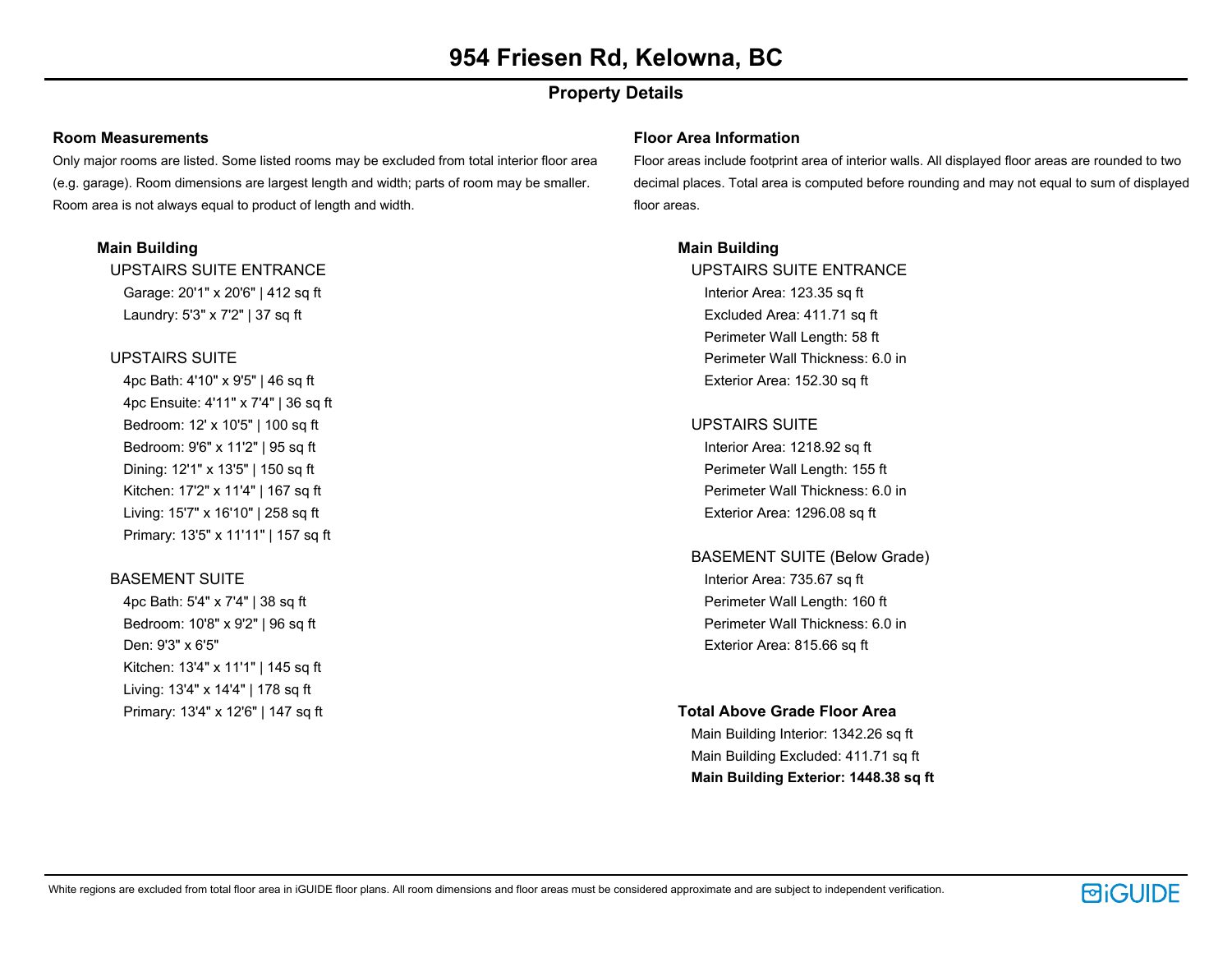# 954 Friesen Rd, Kelowna, BC

## Property Details

### Room Measurements

Only major rooms are listed. Some listed rooms may be excluded from total interior floor area (e.g. garage). Room dimensions are largest length and width; parts of room may be smaller. Room area is not always equal to product of length and width.

**Main Building**

UPSTAIRS SUITE ENTRANCE

- Garage: 20'1" x 20'6" | 412 sq ft
- Laundry: 5'3" x 7'2" | 37 sq ft

UPSTAIRS SUITE

- 4pc Bath: 4'10" x 9'5" | 46 sq ft
- 4pc Ensuite: 4'11" x 7'4" | 36 sq ft
- Bedroom: 12' x 10'5" | 100 sq ft
- Bedroom: 9'6" x 11'2" | 95 sq ft
- Dining: 12'1" x 13'5" | 150 sq ft
- Kitchen: 17'2" x 11'4" | 167 sq ft
- Living: 15'7" x 16'10" | 258 sq ft
- Primary: 13'5" x 11'11" | 157 sq ft

BASEMENT SUITE

- 4pc Bath: 5'4" x 7'4" | 38 sq ft
- Bedroom: 10'8" x 9'2" | 96 sq ft
- Den: 9'3" x 6'5"
- Kitchen: 13'4" x 11'1" | 145 sq ft
- Living: 13'4" x 14'4" | 178 sq ft
- Primary: 13'4" x 12'6" | 147 sq ft

### Floor Area Information

Floor areas include footprint area of interior walls. All displayed floor areas are rounded to two decimal places. Total area is computed before rounding and may not equal to sum of displayed floor areas.

**Main Building**

UPSTAIRS SUITE ENTRANCE

- Interior Area: 123.35 sq ft
- Excluded Area: 411.71 sq ft
- Perimeter Wall Length: 58 ft
- Perimeter Wall Thickness: 6.0 in
- Exterior Area: 152.30 sq ft

UPSTAIRS SUITE

- Interior Area: 1218.92 sq ft
- Perimeter Wall Length: 155 ft
- Perimeter Wall Thickness: 6.0 in
- Exterior Area: 1296.08 sq ft

BASEMENT SUITE (Below Grade)

- Interior Area: 735.67 sq ft
- Perimeter Wall Length: 160 ft
- Perimeter Wall Thickness: 6.0 in
- Exterior Area: 815.66 sq ft

**Total Above Grade Floor Area**

- Main Building Interior: 1342.26 sq ft
- Main Building Excluded: 411.71 sq ft
- **Main Building Exterior: 1448.38 sq ft**

White regions are excluded from total floor area in iGUIDE floor plans. All room dimensions and floor areas must be considered approximate and are subject to independent verification.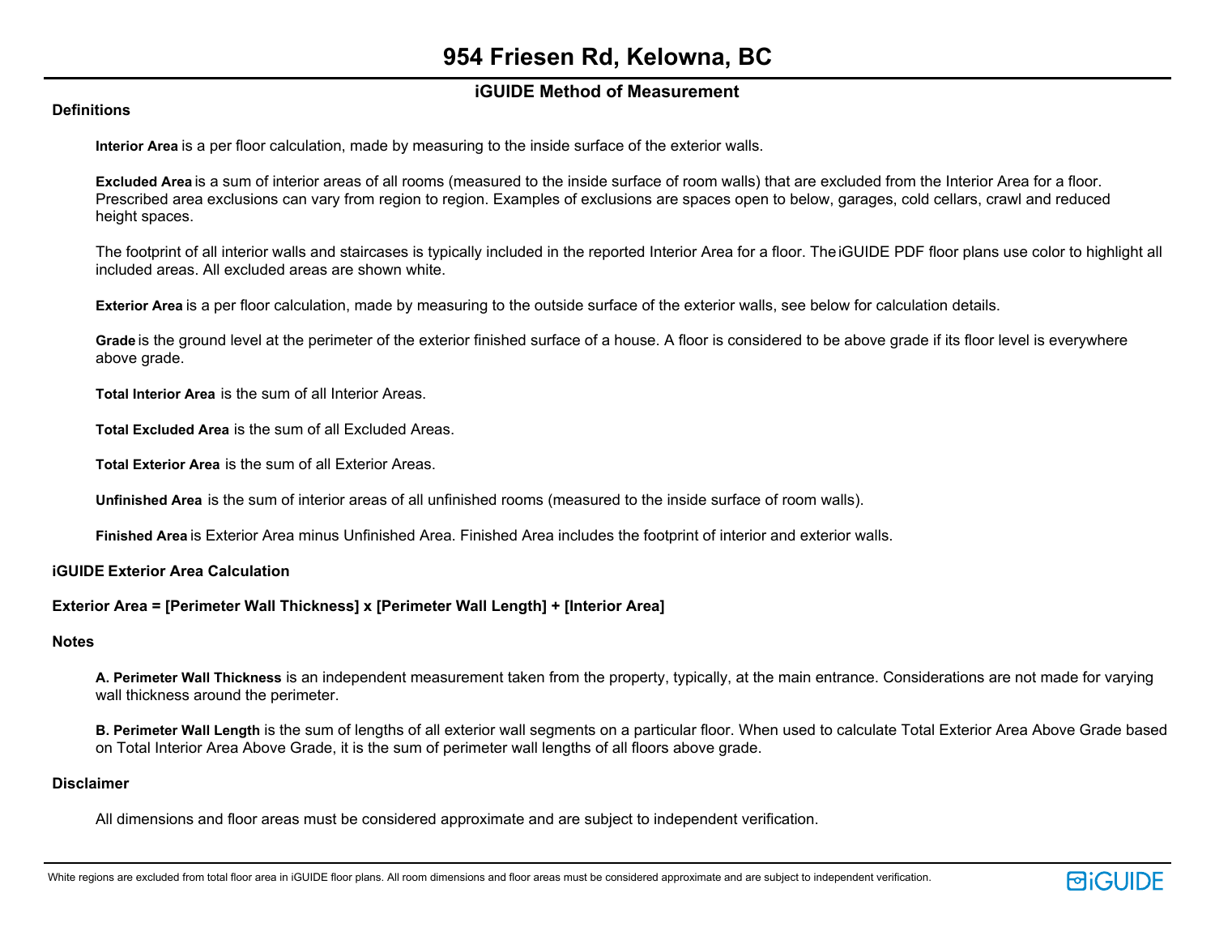# 954 Friesen Rd, Kelowna, BC

## iGUIDE Method of Measurement

### Definitions

**Interior Area** is a per floor calculation, made by measuring to the inside surface of the exterior walls.

**Excluded Area** is a sum of interior areas of all rooms (measured to the inside surface of room walls) that are excluded from the Interior Area for a floor. Prescribed area exclusions can vary from region to region. Examples of exclusions are spaces open to below, garages, cold cellars, crawl and reduced height spaces.

The footprint of all interior walls and staircases is typically included in the reported Interior Area for a floor. The iGUIDE PDF floor plans use color to highlight all included areas. All excluded areas are shown white.

**Exterior Area** is a per floor calculation, made by measuring to the outside surface of the exterior walls, see below for calculation details.

**Grade** is the ground level at the perimeter of the exterior finished surface of a house. A floor is considered to be above grade if its floor level is everywhere above grade.

**Total Interior Area** is the sum of all Interior Areas.

**Total Excluded Area** is the sum of all Excluded Areas.

**Total Exterior Area** is the sum of all Exterior Areas.

**Unfinished Area** is the sum of interior areas of all unfinished rooms (measured to the inside surface of room walls).

**Finished Area** is Exterior Area minus Unfinished Area. Finished Area includes the footprint of interior and exterior walls.

### iGUIDE Exterior Area Calculation

**Exterior Area = [Perimeter Wall Thickness] x [Perimeter Wall Length] + [Interior Area]**

### Notes

**A. Perimeter Wall Thickness** is an independent measurement taken from the property, typically, at the main entrance. Considerations are not made for varying wall thickness around the perimeter.

**B. Perimeter Wall Length** is the sum of lengths of all exterior wall segments on a particular floor. When used to calculate Total Exterior Area Above Grade based on Total Interior Area Above Grade, it is the sum of perimeter wall lengths of all floors above grade.

### Disclaimer

All dimensions and floor areas must be considered approximate and are subject to independent verification.